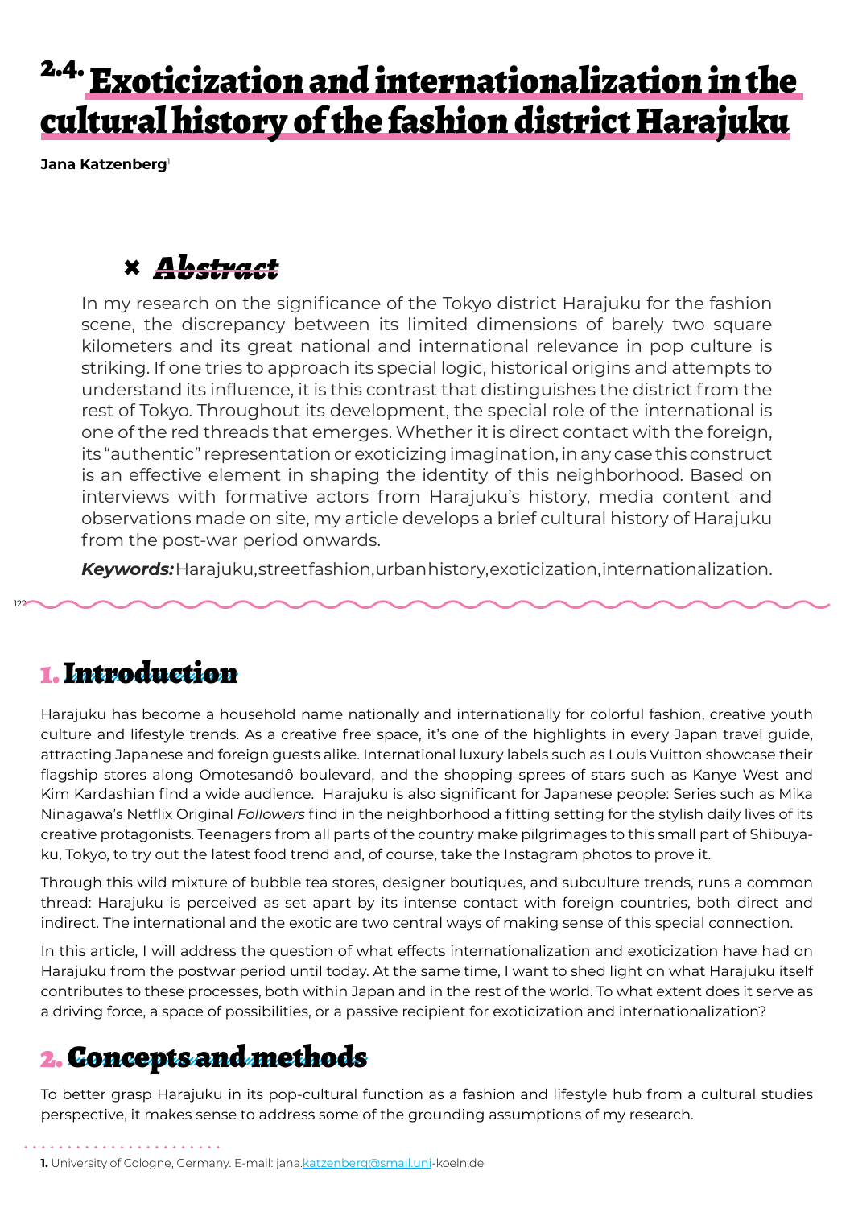# 2.4. Exoticization and internationalization in the cultural history of the fashion district Harajuku

**Jana Katzenberg**[1]

## Abstract

In my research on the significance of the Tokyo district Harajuku for the fashion scene, the discrepancy between its limited dimensions of barely two square kilometers and its great national and international relevance in pop culture is striking. If one tries to approach its special logic, historical origins and attempts to understand its influence, it is this contrast that distinguishes the district from the rest of Tokyo. Throughout its development, the special role of the international is one of the red threads that emerges. Whether it is direct contact with the foreign, its "authentic" representation or exoticizing imagination, in any case this construct is an effective element in shaping the identity of this neighborhood. Based on interviews with formative actors from Harajuku's history, media content and observations made on site, my article develops a brief cultural history of Harajuku from the post-war period onwards.

***Keywords:*** Harajuku, street fashion, urban history, exoticization, internationalization.

## 1. Introduction

Harajuku has become a household name nationally and internationally for colorful fashion, creative youth culture and lifestyle trends. As a creative free space, it's one of the highlights in every Japan travel guide, attracting Japanese and foreign guests alike. International luxury labels such as Louis Vuitton showcase their flagship stores along Omotesandô boulevard, and the shopping sprees of stars such as Kanye West and Kim Kardashian find a wide audience. Harajuku is also significant for Japanese people: Series such as Mika Ninagawa's Netflix Original *Followers* find in the neighborhood a fitting setting for the stylish daily lives of its creative protagonists. Teenagers from all parts of the country make pilgrimages to this small part of Shibuya-ku, Tokyo, to try out the latest food trend and, of course, take the Instagram photos to prove it.

Through this wild mixture of bubble tea stores, designer boutiques, and subculture trends, runs a common thread: Harajuku is perceived as set apart by its intense contact with foreign countries, both direct and indirect. The international and the exotic are two central ways of making sense of this special connection.

In this article, I will address the question of what effects internationalization and exoticization have had on Harajuku from the postwar period until today. At the same time, I want to shed light on what Harajuku itself contributes to these processes, both within Japan and in the rest of the world. To what extent does it serve as a driving force, a space of possibilities, or a passive recipient for exoticization and internationalization?

## 2. Concepts and methods

To better grasp Harajuku in its pop-cultural function as a fashion and lifestyle hub from a cultural studies perspective, it makes sense to address some of the grounding assumptions of my research.

1. University of Cologne, Germany. E-mail: jana.katzenberg@smail.uni-koeln.de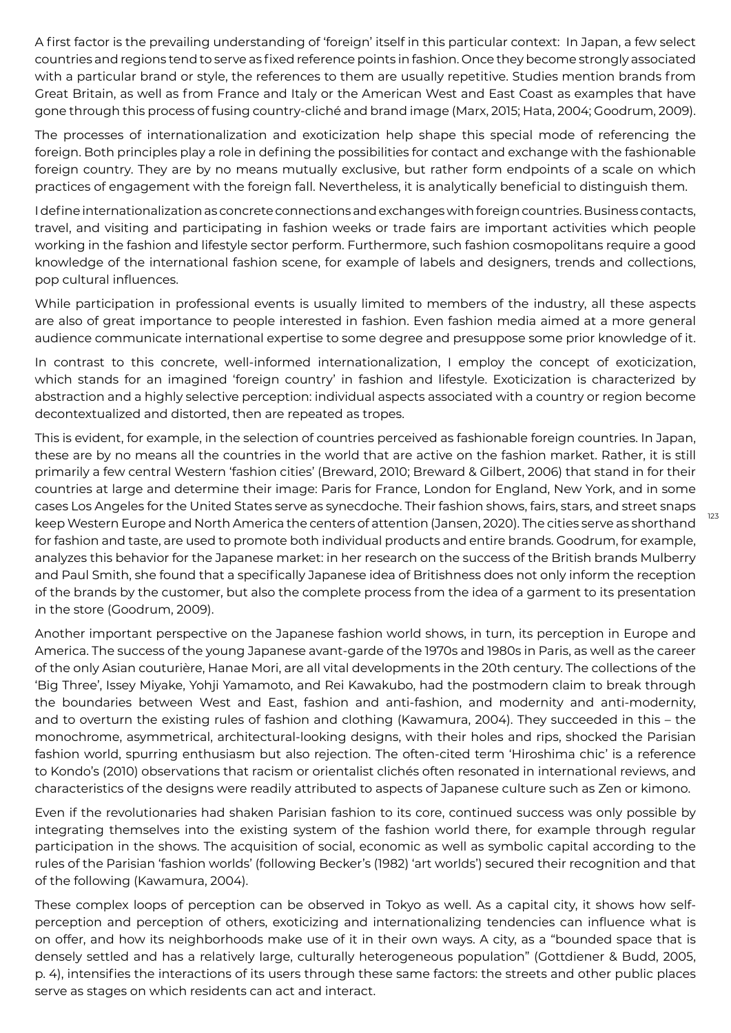A first factor is the prevailing understanding of 'foreign' itself in this particular context: In Japan, a few select countries and regions tend to serve as fixed reference points in fashion. Once they become strongly associated with a particular brand or style, the references to them are usually repetitive. Studies mention brands from Great Britain, as well as from France and Italy or the American West and East Coast as examples that have gone through this process of fusing country-cliché and brand image (Marx, 2015; Hata, 2004; Goodrum, 2009).

The processes of internationalization and exoticization help shape this special mode of referencing the foreign. Both principles play a role in defining the possibilities for contact and exchange with the fashionable foreign country. They are by no means mutually exclusive, but rather form endpoints of a scale on which practices of engagement with the foreign fall. Nevertheless, it is analytically beneficial to distinguish them.

I define internationalization as concrete connections and exchanges with foreign countries. Business contacts, travel, and visiting and participating in fashion weeks or trade fairs are important activities which people working in the fashion and lifestyle sector perform. Furthermore, such fashion cosmopolitans require a good knowledge of the international fashion scene, for example of labels and designers, trends and collections, pop cultural influences.

While participation in professional events is usually limited to members of the industry, all these aspects are also of great importance to people interested in fashion. Even fashion media aimed at a more general audience communicate international expertise to some degree and presuppose some prior knowledge of it.

In contrast to this concrete, well-informed internationalization, I employ the concept of exoticization, which stands for an imagined 'foreign country' in fashion and lifestyle. Exoticization is characterized by abstraction and a highly selective perception: individual aspects associated with a country or region become decontextualized and distorted, then are repeated as tropes.

This is evident, for example, in the selection of countries perceived as fashionable foreign countries. In Japan, these are by no means all the countries in the world that are active on the fashion market. Rather, it is still primarily a few central Western 'fashion cities' (Breward, 2010; Breward & Gilbert, 2006) that stand in for their countries at large and determine their image: Paris for France, London for England, New York, and in some cases Los Angeles for the United States serve as synecdoche. Their fashion shows, fairs, stars, and street snaps keep Western Europe and North America the centers of attention (Jansen, 2020). The cities serve as shorthand for fashion and taste, are used to promote both individual products and entire brands. Goodrum, for example, analyzes this behavior for the Japanese market: in her research on the success of the British brands Mulberry and Paul Smith, she found that a specifically Japanese idea of Britishness does not only inform the reception of the brands by the customer, but also the complete process from the idea of a garment to its presentation in the store (Goodrum, 2009).

Another important perspective on the Japanese fashion world shows, in turn, its perception in Europe and America. The success of the young Japanese avant-garde of the 1970s and 1980s in Paris, as well as the career of the only Asian couturière, Hanae Mori, are all vital developments in the 20th century. The collections of the 'Big Three', Issey Miyake, Yohji Yamamoto, and Rei Kawakubo, had the postmodern claim to break through the boundaries between West and East, fashion and anti-fashion, and modernity and anti-modernity, and to overturn the existing rules of fashion and clothing (Kawamura, 2004). They succeeded in this – the monochrome, asymmetrical, architectural-looking designs, with their holes and rips, shocked the Parisian fashion world, spurring enthusiasm but also rejection. The often-cited term 'Hiroshima chic' is a reference to Kondo's (2010) observations that racism or orientalist clichés often resonated in international reviews, and characteristics of the designs were readily attributed to aspects of Japanese culture such as Zen or kimono.

Even if the revolutionaries had shaken Parisian fashion to its core, continued success was only possible by integrating themselves into the existing system of the fashion world there, for example through regular participation in the shows. The acquisition of social, economic as well as symbolic capital according to the rules of the Parisian 'fashion worlds' (following Becker's (1982) 'art worlds') secured their recognition and that of the following (Kawamura, 2004).

These complex loops of perception can be observed in Tokyo as well. As a capital city, it shows how self-perception and perception of others, exoticizing and internationalizing tendencies can influence what is on offer, and how its neighborhoods make use of it in their own ways. A city, as a "bounded space that is densely settled and has a relatively large, culturally heterogeneous population" (Gottdiener & Budd, 2005, p. 4), intensifies the interactions of its users through these same factors: the streets and other public places serve as stages on which residents can act and interact.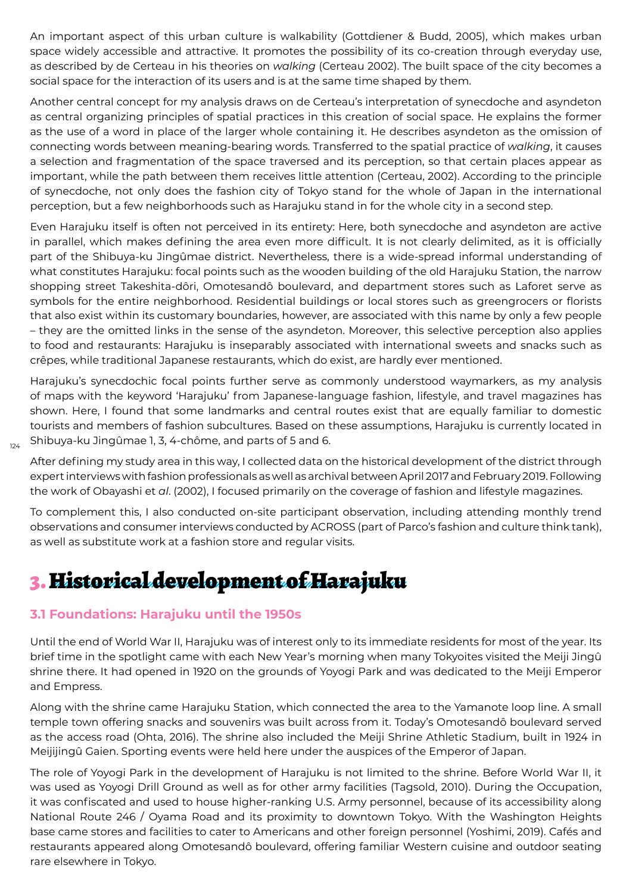An important aspect of this urban culture is walkability (Gottdiener & Budd, 2005), which makes urban space widely accessible and attractive. It promotes the possibility of its co-creation through everyday use, as described by de Certeau in his theories on *walking* (Certeau 2002). The built space of the city becomes a social space for the interaction of its users and is at the same time shaped by them.

Another central concept for my analysis draws on de Certeau's interpretation of synecdoche and asyndeton as central organizing principles of spatial practices in this creation of social space. He explains the former as the use of a word in place of the larger whole containing it. He describes asyndeton as the omission of connecting words between meaning-bearing words. Transferred to the spatial practice of *walking*, it causes a selection and fragmentation of the space traversed and its perception, so that certain places appear as important, while the path between them receives little attention (Certeau, 2002). According to the principle of synecdoche, not only does the fashion city of Tokyo stand for the whole of Japan in the international perception, but a few neighborhoods such as Harajuku stand in for the whole city in a second step.

Even Harajuku itself is often not perceived in its entirety: Here, both synecdoche and asyndeton are active in parallel, which makes defining the area even more difficult. It is not clearly delimited, as it is officially part of the Shibuya-ku Jingûmae district. Nevertheless, there is a wide-spread informal understanding of what constitutes Harajuku: focal points such as the wooden building of the old Harajuku Station, the narrow shopping street Takeshita-dôri, Omotesandô boulevard, and department stores such as Laforet serve as symbols for the entire neighborhood. Residential buildings or local stores such as greengrocers or florists that also exist within its customary boundaries, however, are associated with this name by only a few people – they are the omitted links in the sense of the asyndeton. Moreover, this selective perception also applies to food and restaurants: Harajuku is inseparably associated with international sweets and snacks such as crêpes, while traditional Japanese restaurants, which do exist, are hardly ever mentioned.

Harajuku's synecdochic focal points further serve as commonly understood waymarkers, as my analysis of maps with the keyword 'Harajuku' from Japanese-language fashion, lifestyle, and travel magazines has shown. Here, I found that some landmarks and central routes exist that are equally familiar to domestic tourists and members of fashion subcultures. Based on these assumptions, Harajuku is currently located in Shibuya-ku Jingûmae 1, 3, 4-chôme, and parts of 5 and 6.

After defining my study area in this way, I collected data on the historical development of the district through expert interviews with fashion professionals as well as archival between April 2017 and February 2019. Following the work of Obayashi et *al*. (2002), I focused primarily on the coverage of fashion and lifestyle magazines.

To complement this, I also conducted on-site participant observation, including attending monthly trend observations and consumer interviews conducted by ACROSS (part of Parco's fashion and culture think tank), as well as substitute work at a fashion store and regular visits.

# 3. Historical development of Harajuku

## 3.1 Foundations: Harajuku until the 1950s

Until the end of World War II, Harajuku was of interest only to its immediate residents for most of the year. Its brief time in the spotlight came with each New Year's morning when many Tokyoites visited the Meiji Jingû shrine there. It had opened in 1920 on the grounds of Yoyogi Park and was dedicated to the Meiji Emperor and Empress.

Along with the shrine came Harajuku Station, which connected the area to the Yamanote loop line. A small temple town offering snacks and souvenirs was built across from it. Today's Omotesandô boulevard served as the access road (Ohta, 2016). The shrine also included the Meiji Shrine Athletic Stadium, built in 1924 in Meijijingû Gaien. Sporting events were held here under the auspices of the Emperor of Japan.

The role of Yoyogi Park in the development of Harajuku is not limited to the shrine. Before World War II, it was used as Yoyogi Drill Ground as well as for other army facilities (Tagsold, 2010). During the Occupation, it was confiscated and used to house higher-ranking U.S. Army personnel, because of its accessibility along National Route 246 / Oyama Road and its proximity to downtown Tokyo. With the Washington Heights base came stores and facilities to cater to Americans and other foreign personnel (Yoshimi, 2019). Cafés and restaurants appeared along Omotesandô boulevard, offering familiar Western cuisine and outdoor seating rare elsewhere in Tokyo.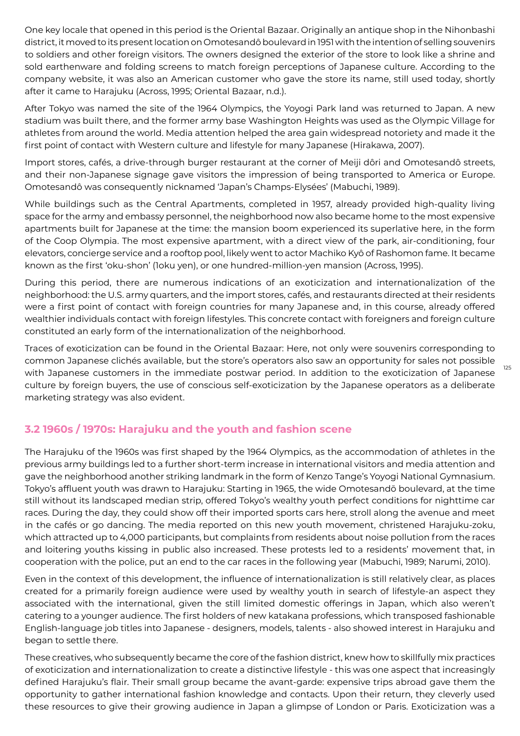One key locale that opened in this period is the Oriental Bazaar. Originally an antique shop in the Nihonbashi district, it moved to its present location on Omotesandô boulevard in 1951 with the intention of selling souvenirs to soldiers and other foreign visitors. The owners designed the exterior of the store to look like a shrine and sold earthenware and folding screens to match foreign perceptions of Japanese culture. According to the company website, it was also an American customer who gave the store its name, still used today, shortly after it came to Harajuku (Across, 1995; Oriental Bazaar, n.d.).

After Tokyo was named the site of the 1964 Olympics, the Yoyogi Park land was returned to Japan. A new stadium was built there, and the former army base Washington Heights was used as the Olympic Village for athletes from around the world. Media attention helped the area gain widespread notoriety and made it the first point of contact with Western culture and lifestyle for many Japanese (Hirakawa, 2007).

Import stores, cafés, a drive-through burger restaurant at the corner of Meiji dôri and Omotesandô streets, and their non-Japanese signage gave visitors the impression of being transported to America or Europe. Omotesandô was consequently nicknamed 'Japan's Champs-Elysées' (Mabuchi, 1989).

While buildings such as the Central Apartments, completed in 1957, already provided high-quality living space for the army and embassy personnel, the neighborhood now also became home to the most expensive apartments built for Japanese at the time: the mansion boom experienced its superlative here, in the form of the Coop Olympia. The most expensive apartment, with a direct view of the park, air-conditioning, four elevators, concierge service and a rooftop pool, likely went to actor Machiko Kyô of Rashomon fame. It became known as the first 'oku-shon' (1oku yen), or one hundred-million-yen mansion (Across, 1995).

During this period, there are numerous indications of an exoticization and internationalization of the neighborhood: the U.S. army quarters, and the import stores, cafés, and restaurants directed at their residents were a first point of contact with foreign countries for many Japanese and, in this course, already offered wealthier individuals contact with foreign lifestyles. This concrete contact with foreigners and foreign culture constituted an early form of the internationalization of the neighborhood.

Traces of exoticization can be found in the Oriental Bazaar: Here, not only were souvenirs corresponding to common Japanese clichés available, but the store's operators also saw an opportunity for sales not possible with Japanese customers in the immediate postwar period. In addition to the exoticization of Japanese culture by foreign buyers, the use of conscious self-exoticization by the Japanese operators as a deliberate marketing strategy was also evident.

## 3.2 1960s / 1970s: Harajuku and the youth and fashion scene

The Harajuku of the 1960s was first shaped by the 1964 Olympics, as the accommodation of athletes in the previous army buildings led to a further short-term increase in international visitors and media attention and gave the neighborhood another striking landmark in the form of Kenzo Tange's Yoyogi National Gymnasium. Tokyo's affluent youth was drawn to Harajuku: Starting in 1965, the wide Omotesandō boulevard, at the time still without its landscaped median strip, offered Tokyo's wealthy youth perfect conditions for nighttime car races. During the day, they could show off their imported sports cars here, stroll along the avenue and meet in the cafés or go dancing. The media reported on this new youth movement, christened Harajuku-zoku, which attracted up to 4,000 participants, but complaints from residents about noise pollution from the races and loitering youths kissing in public also increased. These protests led to a residents' movement that, in cooperation with the police, put an end to the car races in the following year (Mabuchi, 1989; Narumi, 2010).

Even in the context of this development, the influence of internationalization is still relatively clear, as places created for a primarily foreign audience were used by wealthy youth in search of lifestyle-an aspect they associated with the international, given the still limited domestic offerings in Japan, which also weren't catering to a younger audience. The first holders of new katakana professions, which transposed fashionable English-language job titles into Japanese - designers, models, talents - also showed interest in Harajuku and began to settle there.

These creatives, who subsequently became the core of the fashion district, knew how to skillfully mix practices of exoticization and internationalization to create a distinctive lifestyle - this was one aspect that increasingly defined Harajuku's flair. Their small group became the avant-garde: expensive trips abroad gave them the opportunity to gather international fashion knowledge and contacts. Upon their return, they cleverly used these resources to give their growing audience in Japan a glimpse of London or Paris. Exoticization was a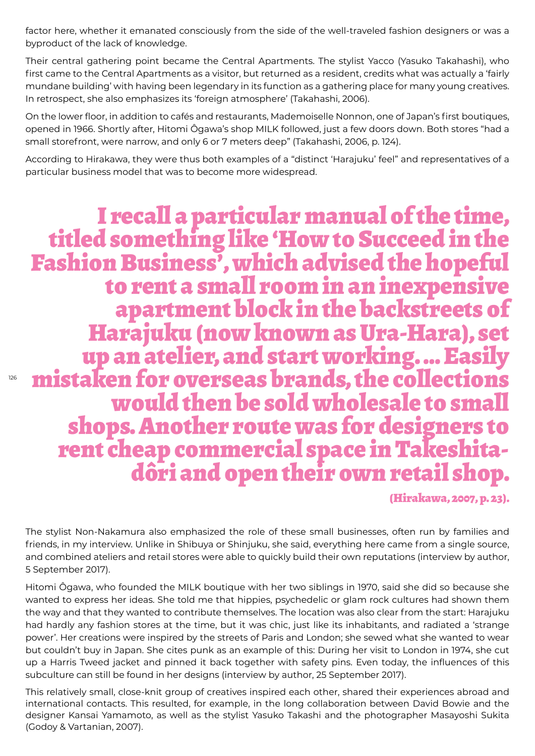factor here, whether it emanated consciously from the side of the well-traveled fashion designers or was a byproduct of the lack of knowledge.

Their central gathering point became the Central Apartments. The stylist Yacco (Yasuko Takahashi), who first came to the Central Apartments as a visitor, but returned as a resident, credits what was actually a 'fairly mundane building' with having been legendary in its function as a gathering place for many young creatives. In retrospect, she also emphasizes its 'foreign atmosphere' (Takahashi, 2006).

On the lower floor, in addition to cafés and restaurants, Mademoiselle Nonnon, one of Japan's first boutiques, opened in 1966. Shortly after, Hitomi Ôgawa's shop MILK followed, just a few doors down. Both stores "had a small storefront, were narrow, and only 6 or 7 meters deep" (Takahashi, 2006, p. 124).

According to Hirakawa, they were thus both examples of a "distinct 'Harajuku' feel" and representatives of a particular business model that was to become more widespread.

> **I recall a particular manual of the time, titled something like 'How to Succeed in the Fashion Business', which advised the hopeful to rent a small room in an inexpensive apartment block in the backstreets of Harajuku (now known as Ura-Hara), set up an atelier, and start working. ... Easily mistaken for overseas brands, the collections would then be sold wholesale to small shops. Another route was for designers to rent cheap commercial space in Takeshita-dôri and open their own retail shop.**
>
> **(Hirakawa, 2007, p. 23).**

The stylist Non-Nakamura also emphasized the role of these small businesses, often run by families and friends, in my interview. Unlike in Shibuya or Shinjuku, she said, everything here came from a single source, and combined ateliers and retail stores were able to quickly build their own reputations (interview by author, 5 September 2017).

Hitomi Ôgawa, who founded the MILK boutique with her two siblings in 1970, said she did so because she wanted to express her ideas. She told me that hippies, psychedelic or glam rock cultures had shown them the way and that they wanted to contribute themselves. The location was also clear from the start: Harajuku had hardly any fashion stores at the time, but it was chic, just like its inhabitants, and radiated a 'strange power'. Her creations were inspired by the streets of Paris and London; she sewed what she wanted to wear but couldn't buy in Japan. She cites punk as an example of this: During her visit to London in 1974, she cut up a Harris Tweed jacket and pinned it back together with safety pins. Even today, the influences of this subculture can still be found in her designs (interview by author, 25 September 2017).

This relatively small, close-knit group of creatives inspired each other, shared their experiences abroad and international contacts. This resulted, for example, in the long collaboration between David Bowie and the designer Kansai Yamamoto, as well as the stylist Yasuko Takashi and the photographer Masayoshi Sukita (Godoy & Vartanian, 2007).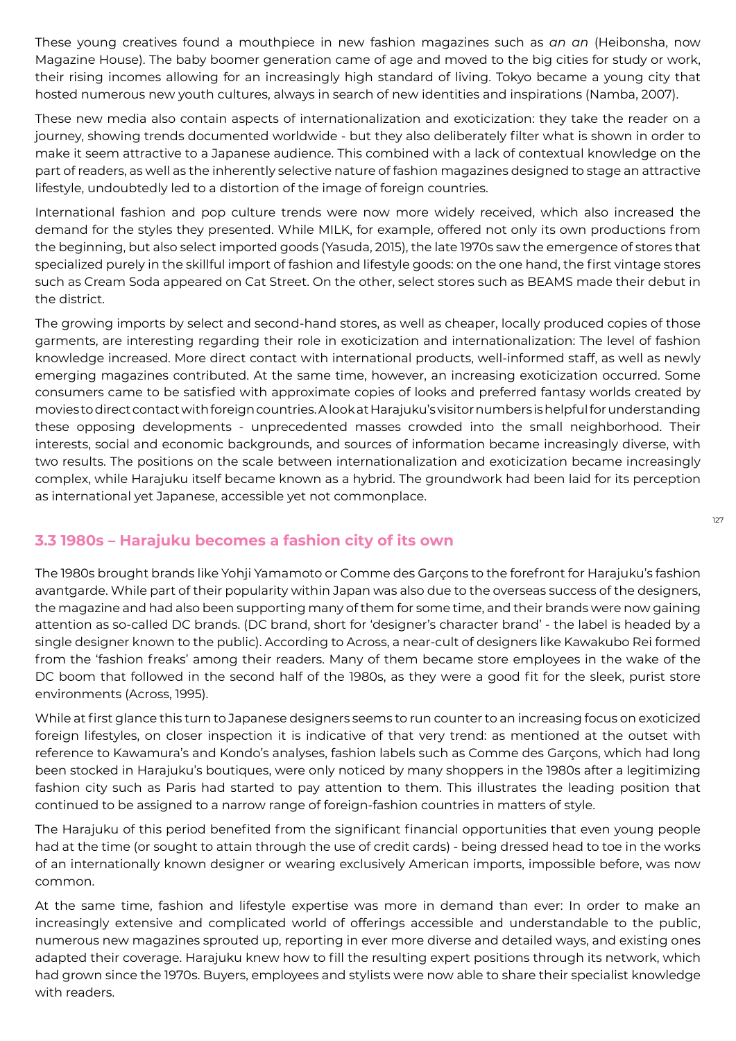These young creatives found a mouthpiece in new fashion magazines such as *an an* (Heibonsha, now Magazine House). The baby boomer generation came of age and moved to the big cities for study or work, their rising incomes allowing for an increasingly high standard of living. Tokyo became a young city that hosted numerous new youth cultures, always in search of new identities and inspirations (Namba, 2007).

These new media also contain aspects of internationalization and exoticization: they take the reader on a journey, showing trends documented worldwide - but they also deliberately filter what is shown in order to make it seem attractive to a Japanese audience. This combined with a lack of contextual knowledge on the part of readers, as well as the inherently selective nature of fashion magazines designed to stage an attractive lifestyle, undoubtedly led to a distortion of the image of foreign countries.

International fashion and pop culture trends were now more widely received, which also increased the demand for the styles they presented. While MILK, for example, offered not only its own productions from the beginning, but also select imported goods (Yasuda, 2015), the late 1970s saw the emergence of stores that specialized purely in the skillful import of fashion and lifestyle goods: on the one hand, the first vintage stores such as Cream Soda appeared on Cat Street. On the other, select stores such as BEAMS made their debut in the district.

The growing imports by select and second-hand stores, as well as cheaper, locally produced copies of those garments, are interesting regarding their role in exoticization and internationalization: The level of fashion knowledge increased. More direct contact with international products, well-informed staff, as well as newly emerging magazines contributed. At the same time, however, an increasing exoticization occurred. Some consumers came to be satisfied with approximate copies of looks and preferred fantasy worlds created by movies to direct contact with foreign countries. A look at Harajuku's visitor numbers is helpful for understanding these opposing developments - unprecedented masses crowded into the small neighborhood. Their interests, social and economic backgrounds, and sources of information became increasingly diverse, with two results. The positions on the scale between internationalization and exoticization became increasingly complex, while Harajuku itself became known as a hybrid. The groundwork had been laid for its perception as international yet Japanese, accessible yet not commonplace.

## 3.3 1980s – Harajuku becomes a fashion city of its own

The 1980s brought brands like Yohji Yamamoto or Comme des Garçons to the forefront for Harajuku's fashion avantgarde. While part of their popularity within Japan was also due to the overseas success of the designers, the magazine and had also been supporting many of them for some time, and their brands were now gaining attention as so-called DC brands. (DC brand, short for 'designer's character brand' - the label is headed by a single designer known to the public). According to Across, a near-cult of designers like Kawakubo Rei formed from the 'fashion freaks' among their readers. Many of them became store employees in the wake of the DC boom that followed in the second half of the 1980s, as they were a good fit for the sleek, purist store environments (Across, 1995).

While at first glance this turn to Japanese designers seems to run counter to an increasing focus on exoticized foreign lifestyles, on closer inspection it is indicative of that very trend: as mentioned at the outset with reference to Kawamura's and Kondo's analyses, fashion labels such as Comme des Garçons, which had long been stocked in Harajuku's boutiques, were only noticed by many shoppers in the 1980s after a legitimizing fashion city such as Paris had started to pay attention to them. This illustrates the leading position that continued to be assigned to a narrow range of foreign-fashion countries in matters of style.

The Harajuku of this period benefited from the significant financial opportunities that even young people had at the time (or sought to attain through the use of credit cards) - being dressed head to toe in the works of an internationally known designer or wearing exclusively American imports, impossible before, was now common.

At the same time, fashion and lifestyle expertise was more in demand than ever: In order to make an increasingly extensive and complicated world of offerings accessible and understandable to the public, numerous new magazines sprouted up, reporting in ever more diverse and detailed ways, and existing ones adapted their coverage. Harajuku knew how to fill the resulting expert positions through its network, which had grown since the 1970s. Buyers, employees and stylists were now able to share their specialist knowledge with readers.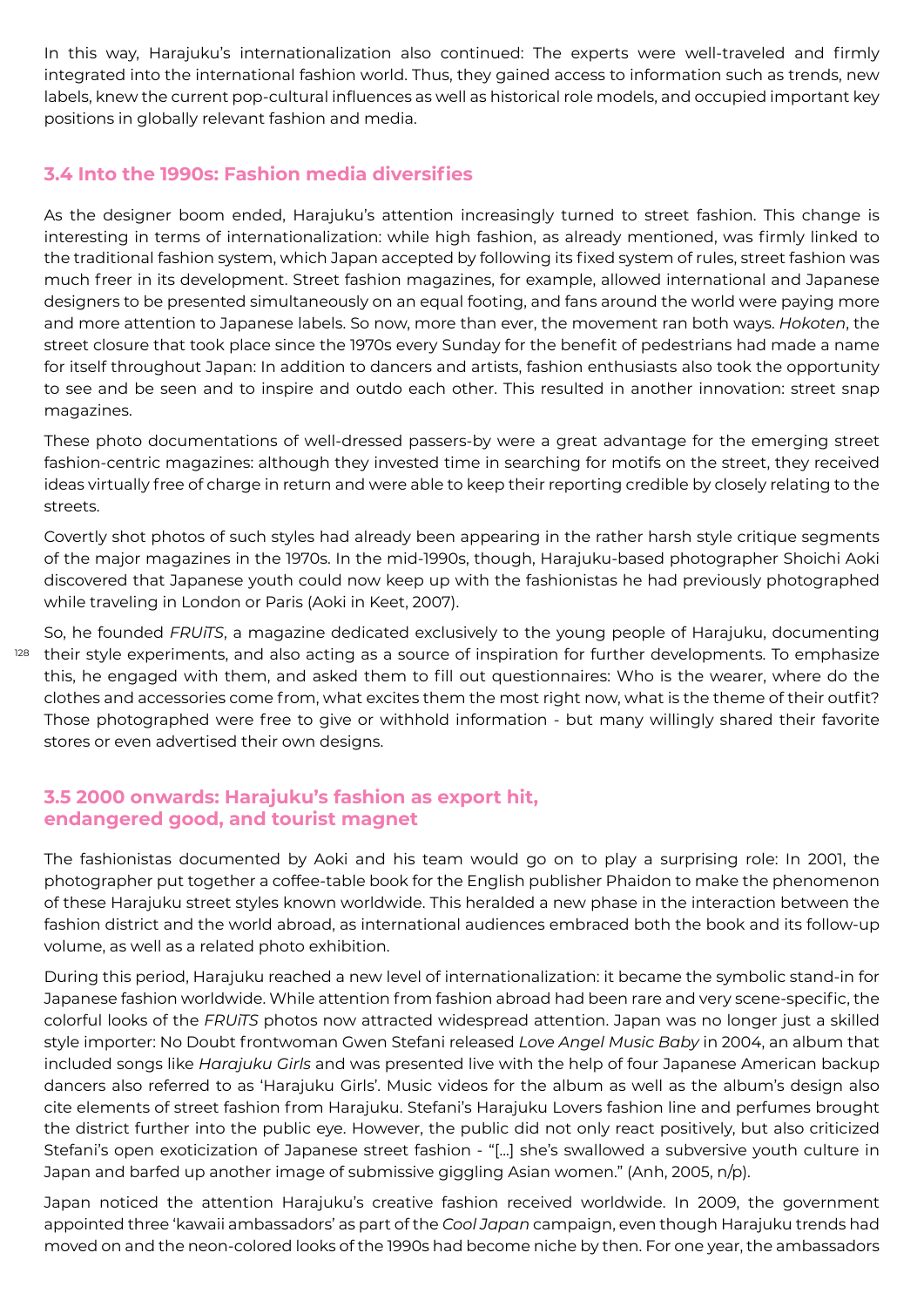In this way, Harajuku's internationalization also continued: The experts were well-traveled and firmly integrated into the international fashion world. Thus, they gained access to information such as trends, new labels, knew the current pop-cultural influences as well as historical role models, and occupied important key positions in globally relevant fashion and media.

### 3.4 Into the 1990s: Fashion media diversifies

As the designer boom ended, Harajuku's attention increasingly turned to street fashion. This change is interesting in terms of internationalization: while high fashion, as already mentioned, was firmly linked to the traditional fashion system, which Japan accepted by following its fixed system of rules, street fashion was much freer in its development. Street fashion magazines, for example, allowed international and Japanese designers to be presented simultaneously on an equal footing, and fans around the world were paying more and more attention to Japanese labels. So now, more than ever, the movement ran both ways. *Hokoten*, the street closure that took place since the 1970s every Sunday for the benefit of pedestrians had made a name for itself throughout Japan: In addition to dancers and artists, fashion enthusiasts also took the opportunity to see and be seen and to inspire and outdo each other. This resulted in another innovation: street snap magazines.

These photo documentations of well-dressed passers-by were a great advantage for the emerging street fashion-centric magazines: although they invested time in searching for motifs on the street, they received ideas virtually free of charge in return and were able to keep their reporting credible by closely relating to the streets.

Covertly shot photos of such styles had already been appearing in the rather harsh style critique segments of the major magazines in the 1970s. In the mid-1990s, though, Harajuku-based photographer Shoichi Aoki discovered that Japanese youth could now keep up with the fashionistas he had previously photographed while traveling in London or Paris (Aoki in Keet, 2007).

So, he founded *FRUiTS*, a magazine dedicated exclusively to the young people of Harajuku, documenting their style experiments, and also acting as a source of inspiration for further developments. To emphasize this, he engaged with them, and asked them to fill out questionnaires: Who is the wearer, where do the clothes and accessories come from, what excites them the most right now, what is the theme of their outfit? Those photographed were free to give or withhold information - but many willingly shared their favorite stores or even advertised their own designs.

### 3.5 2000 onwards: Harajuku's fashion as export hit, endangered good, and tourist magnet

The fashionistas documented by Aoki and his team would go on to play a surprising role: In 2001, the photographer put together a coffee-table book for the English publisher Phaidon to make the phenomenon of these Harajuku street styles known worldwide. This heralded a new phase in the interaction between the fashion district and the world abroad, as international audiences embraced both the book and its follow-up volume, as well as a related photo exhibition.

During this period, Harajuku reached a new level of internationalization: it became the symbolic stand-in for Japanese fashion worldwide. While attention from fashion abroad had been rare and very scene-specific, the colorful looks of the *FRUiTS* photos now attracted widespread attention. Japan was no longer just a skilled style importer: No Doubt frontwoman Gwen Stefani released *Love Angel Music Baby* in 2004, an album that included songs like *Harajuku Girls* and was presented live with the help of four Japanese American backup dancers also referred to as 'Harajuku Girls'. Music videos for the album as well as the album's design also cite elements of street fashion from Harajuku. Stefani's Harajuku Lovers fashion line and perfumes brought the district further into the public eye. However, the public did not only react positively, but also criticized Stefani's open exoticization of Japanese street fashion - "[...] she's swallowed a subversive youth culture in Japan and barfed up another image of submissive giggling Asian women." (Anh, 2005, n/p).

Japan noticed the attention Harajuku's creative fashion received worldwide. In 2009, the government appointed three 'kawaii ambassadors' as part of the *Cool Japan* campaign, even though Harajuku trends had moved on and the neon-colored looks of the 1990s had become niche by then. For one year, the ambassadors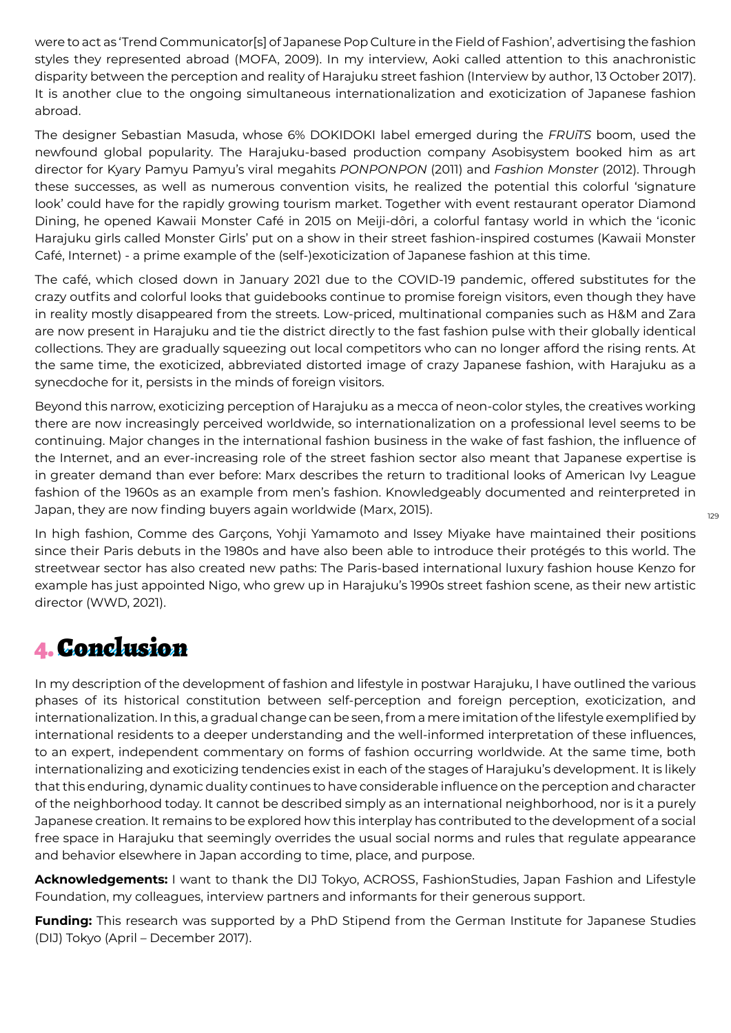were to act as 'Trend Communicator[s] of Japanese Pop Culture in the Field of Fashion', advertising the fashion styles they represented abroad (MOFA, 2009). In my interview, Aoki called attention to this anachronistic disparity between the perception and reality of Harajuku street fashion (Interview by author, 13 October 2017). It is another clue to the ongoing simultaneous internationalization and exoticization of Japanese fashion abroad.

The designer Sebastian Masuda, whose 6% DOKIDOKI label emerged during the *FRUiTS* boom, used the newfound global popularity. The Harajuku-based production company Asobisystem booked him as art director for Kyary Pamyu Pamyu's viral megahits *PONPONPON* (2011) and *Fashion Monster* (2012). Through these successes, as well as numerous convention visits, he realized the potential this colorful 'signature look' could have for the rapidly growing tourism market. Together with event restaurant operator Diamond Dining, he opened Kawaii Monster Café in 2015 on Meiji-dôri, a colorful fantasy world in which the 'iconic Harajuku girls called Monster Girls' put on a show in their street fashion-inspired costumes (Kawaii Monster Café, Internet) - a prime example of the (self-)exoticization of Japanese fashion at this time.

The café, which closed down in January 2021 due to the COVID-19 pandemic, offered substitutes for the crazy outfits and colorful looks that guidebooks continue to promise foreign visitors, even though they have in reality mostly disappeared from the streets. Low-priced, multinational companies such as H&M and Zara are now present in Harajuku and tie the district directly to the fast fashion pulse with their globally identical collections. They are gradually squeezing out local competitors who can no longer afford the rising rents. At the same time, the exoticized, abbreviated distorted image of crazy Japanese fashion, with Harajuku as a synecdoche for it, persists in the minds of foreign visitors.

Beyond this narrow, exoticizing perception of Harajuku as a mecca of neon-color styles, the creatives working there are now increasingly perceived worldwide, so internationalization on a professional level seems to be continuing. Major changes in the international fashion business in the wake of fast fashion, the influence of the Internet, and an ever-increasing role of the street fashion sector also meant that Japanese expertise is in greater demand than ever before: Marx describes the return to traditional looks of American Ivy League fashion of the 1960s as an example from men's fashion. Knowledgeably documented and reinterpreted in Japan, they are now finding buyers again worldwide (Marx, 2015).

In high fashion, Comme des Garçons, Yohji Yamamoto and Issey Miyake have maintained their positions since their Paris debuts in the 1980s and have also been able to introduce their protégés to this world. The streetwear sector has also created new paths: The Paris-based international luxury fashion house Kenzo for example has just appointed Nigo, who grew up in Harajuku's 1990s street fashion scene, as their new artistic director (WWD, 2021).

## 4. Conclusion

In my description of the development of fashion and lifestyle in postwar Harajuku, I have outlined the various phases of its historical constitution between self-perception and foreign perception, exoticization, and internationalization. In this, a gradual change can be seen, from a mere imitation of the lifestyle exemplified by international residents to a deeper understanding and the well-informed interpretation of these influences, to an expert, independent commentary on forms of fashion occurring worldwide. At the same time, both internationalizing and exoticizing tendencies exist in each of the stages of Harajuku's development. It is likely that this enduring, dynamic duality continues to have considerable influence on the perception and character of the neighborhood today. It cannot be described simply as an international neighborhood, nor is it a purely Japanese creation. It remains to be explored how this interplay has contributed to the development of a social free space in Harajuku that seemingly overrides the usual social norms and rules that regulate appearance and behavior elsewhere in Japan according to time, place, and purpose.

**Acknowledgements:** I want to thank the DIJ Tokyo, ACROSS, FashionStudies, Japan Fashion and Lifestyle Foundation, my colleagues, interview partners and informants for their generous support.

**Funding:** This research was supported by a PhD Stipend from the German Institute for Japanese Studies (DIJ) Tokyo (April – December 2017).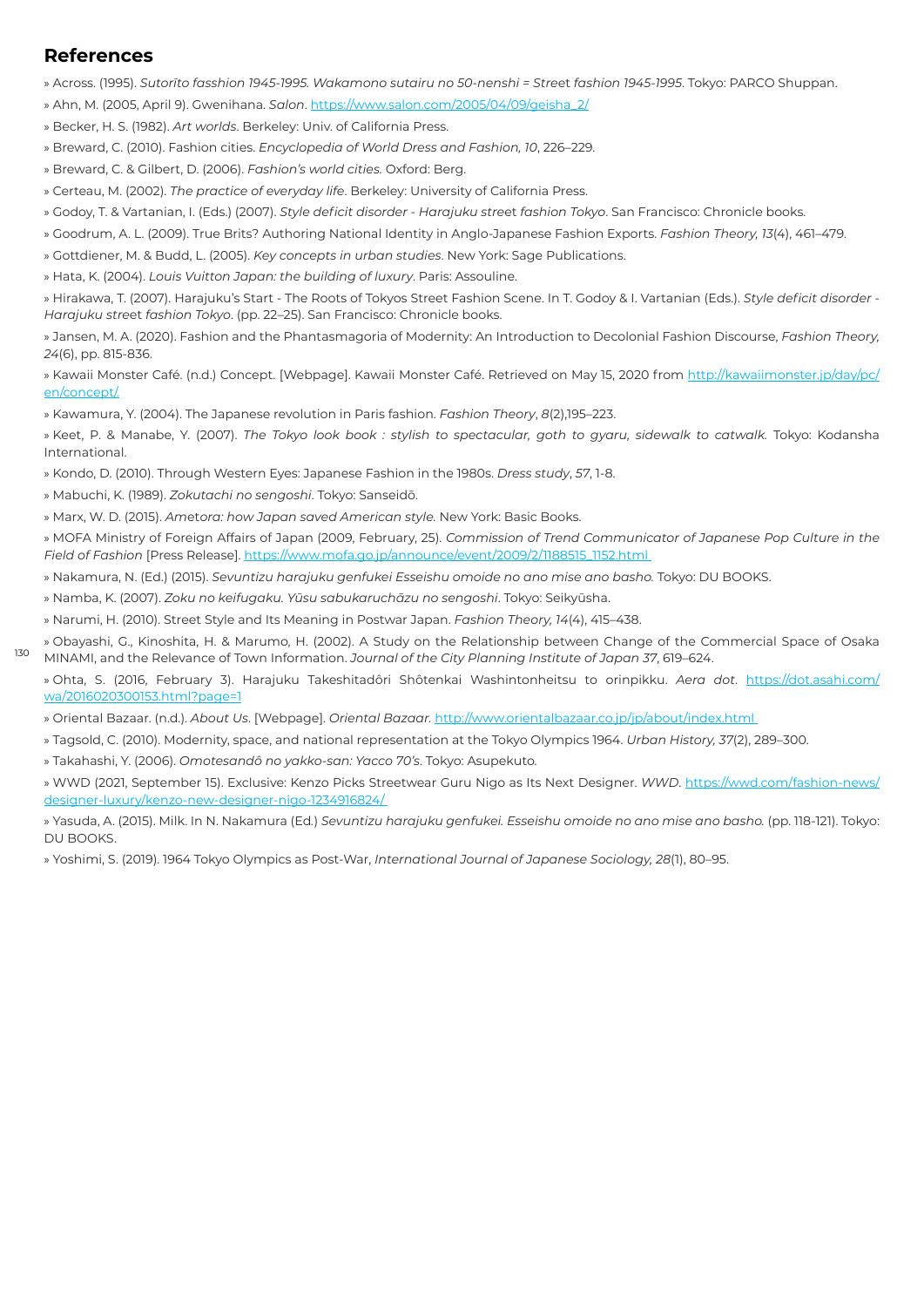## References

» Across. (1995). *Sutorīto fasshion 1945-1995. Wakamono sutairu no 50-nenshi = Street fashion 1945-1995*. Tokyo: PARCO Shuppan.

» Ahn, M. (2005, April 9). Gwenihana. *Salon*. https://www.salon.com/2005/04/09/geisha_2/

» Becker, H. S. (1982). *Art worlds*. Berkeley: Univ. of California Press.

» Breward, C. (2010). Fashion cities. *Encyclopedia of World Dress and Fashion, 10*, 226–229.

» Breward, C. & Gilbert, D. (2006). *Fashion's world cities.* Oxford: Berg.

» Certeau, M. (2002). *The practice of everyday life*. Berkeley: University of California Press.

» Godoy, T. & Vartanian, I. (Eds.) (2007). *Style deficit disorder - Harajuku street fashion Tokyo*. San Francisco: Chronicle books.

» Goodrum, A. L. (2009). True Brits? Authoring National Identity in Anglo-Japanese Fashion Exports. *Fashion Theory, 13*(4), 461–479.

» Gottdiener, M. & Budd, L. (2005). *Key concepts in urban studies*. New York: Sage Publications.

» Hata, K. (2004). *Louis Vuitton Japan: the building of luxury*. Paris: Assouline.

» Hirakawa, T. (2007). Harajuku's Start - The Roots of Tokyos Street Fashion Scene. In T. Godoy & I. Vartanian (Eds.). *Style deficit disorder - Harajuku street fashion Tokyo*. (pp. 22–25). San Francisco: Chronicle books.

» Jansen, M. A. (2020). Fashion and the Phantasmagoria of Modernity: An Introduction to Decolonial Fashion Discourse, *Fashion Theory, 24*(6), pp. 815-836.

» Kawaii Monster Café. (n.d.) Concept. [Webpage]. Kawaii Monster Café. Retrieved on May 15, 2020 from http://kawaiimonster.jp/day/pc/en/concept/

» Kawamura, Y. (2004). The Japanese revolution in Paris fashion. *Fashion Theory*, *8*(2),195–223.

» Keet, P. & Manabe, Y. (2007). *The Tokyo look book : stylish to spectacular, goth to gyaru, sidewalk to catwalk.* Tokyo: Kodansha International.

» Kondo, D. (2010). Through Western Eyes: Japanese Fashion in the 1980s. *Dress study*, *57*, 1-8.

» Mabuchi, K. (1989). *Zokutachi no sengoshi*. Tokyo: Sanseidō.

» Marx, W. D. (2015). *Ametora: how Japan saved American style.* New York: Basic Books.

» MOFA Ministry of Foreign Affairs of Japan (2009, February, 25). *Commission of Trend Communicator of Japanese Pop Culture in the Field of Fashion* [Press Release]. https://www.mofa.go.jp/announce/event/2009/2/1188515_1152.html

» Nakamura, N. (Ed.) (2015). *Sevuntizu harajuku genfukei Esseishu omoide no ano mise ano basho.* Tokyo: DU BOOKS.

» Namba, K. (2007). *Zoku no keifugaku. Yūsu sabukaruchāzu no sengoshi*. Tokyo: Seikyūsha.

» Narumi, H. (2010). Street Style and Its Meaning in Postwar Japan. *Fashion Theory, 14*(4), 415–438.

» Obayashi, G., Kinoshita, H. & Marumo, H. (2002). A Study on the Relationship between Change of the Commercial Space of Osaka MINAMI, and the Relevance of Town Information. *Journal of the City Planning Institute of Japan 37*, 619–624.

» Ohta, S. (2016, February 3). Harajuku Takeshitadôri Shôtenkai Washintonheitsu to orinpikku. *Aera dot*. https://dot.asahi.com/wa/2016020300153.html?page=1

» Oriental Bazaar. (n.d.). *About Us*. [Webpage]. *Oriental Bazaar.* http://www.orientalbazaar.co.jp/jp/about/index.html

» Tagsold, C. (2010). Modernity, space, and national representation at the Tokyo Olympics 1964. *Urban History, 37*(2), 289–300.

» Takahashi, Y. (2006). *Omotesandô no yakko-san: Yacco 70's*. Tokyo: Asupekuto.

» WWD (2021, September 15). Exclusive: Kenzo Picks Streetwear Guru Nigo as Its Next Designer. *WWD*. https://wwd.com/fashion-news/designer-luxury/kenzo-new-designer-nigo-1234916824/

» Yasuda, A. (2015). Milk. In N. Nakamura (Ed.) *Sevuntizu harajuku genfukei. Esseishu omoide no ano mise ano basho.* (pp. 118-121). Tokyo: DU BOOKS.

» Yoshimi, S. (2019). 1964 Tokyo Olympics as Post-War, *International Journal of Japanese Sociology, 28*(1), 80–95.